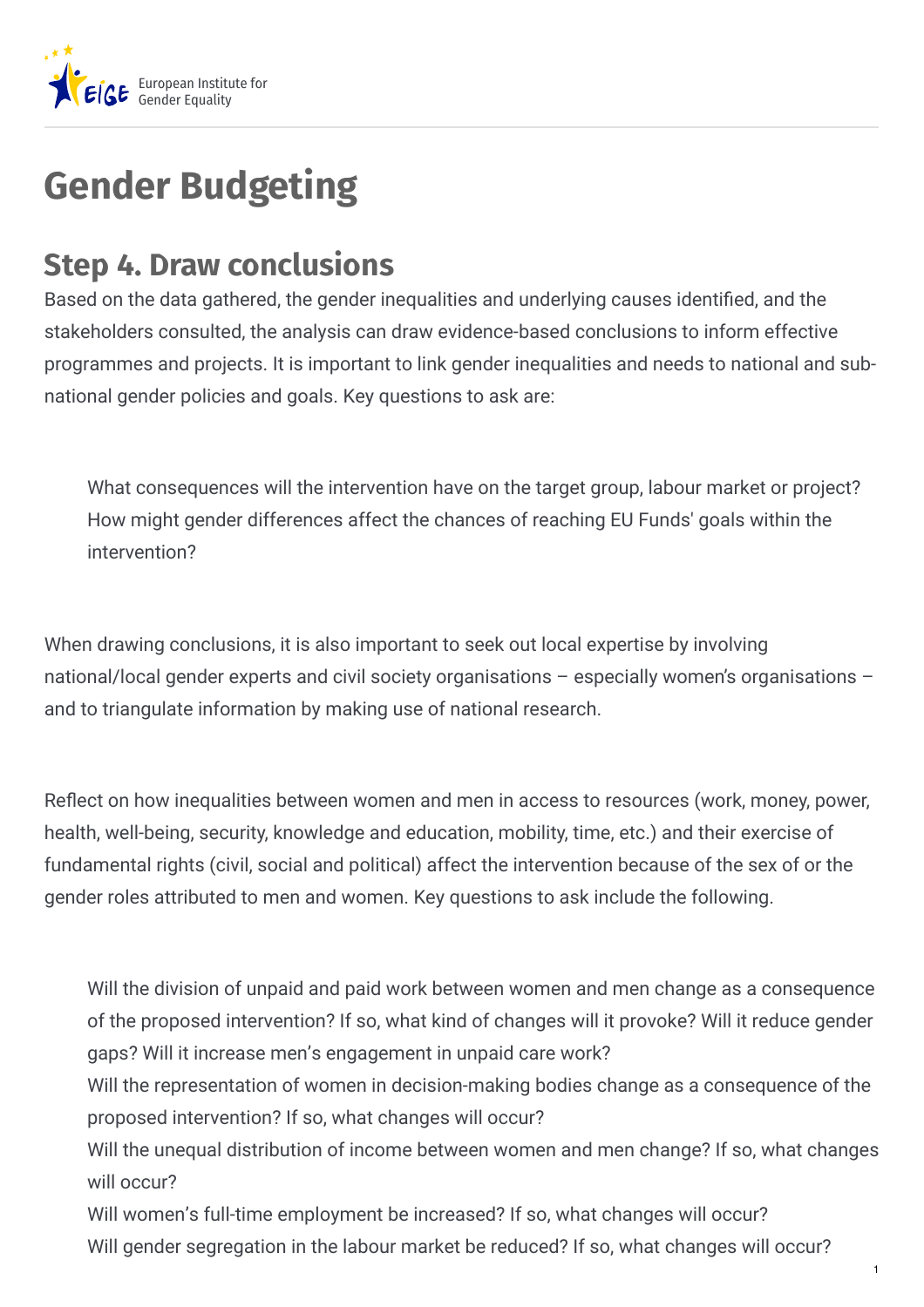# Gender Budgeting

## Step 4. Draw conclusions

Based on the data gathered, the gender inequalities and underlying causes identified, and the stakeholders consulted, the analysis can draw evidence-based conclusions to inform effective programmes and projects. It is important to link gender inequalities and needs to national and sub-national gender policies and goals. Key questions to ask are:

> What consequences will the intervention have on the target group, labour market or project?
> How might gender differences affect the chances of reaching EU Funds' goals within the intervention?

When drawing conclusions, it is also important to seek out local expertise by involving national/local gender experts and civil society organisations – especially women's organisations – and to triangulate information by making use of national research.

Reflect on how inequalities between women and men in access to resources (work, money, power, health, well-being, security, knowledge and education, mobility, time, etc.) and their exercise of fundamental rights (civil, social and political) affect the intervention because of the sex of or the gender roles attributed to men and women. Key questions to ask include the following.

> Will the division of unpaid and paid work between women and men change as a consequence of the proposed intervention? If so, what kind of changes will it provoke? Will it reduce gender gaps? Will it increase men's engagement in unpaid care work?
> Will the representation of women in decision-making bodies change as a consequence of the proposed intervention? If so, what changes will occur?
> Will the unequal distribution of income between women and men change? If so, what changes will occur?
> Will women's full-time employment be increased? If so, what changes will occur?
> Will gender segregation in the labour market be reduced? If so, what changes will occur?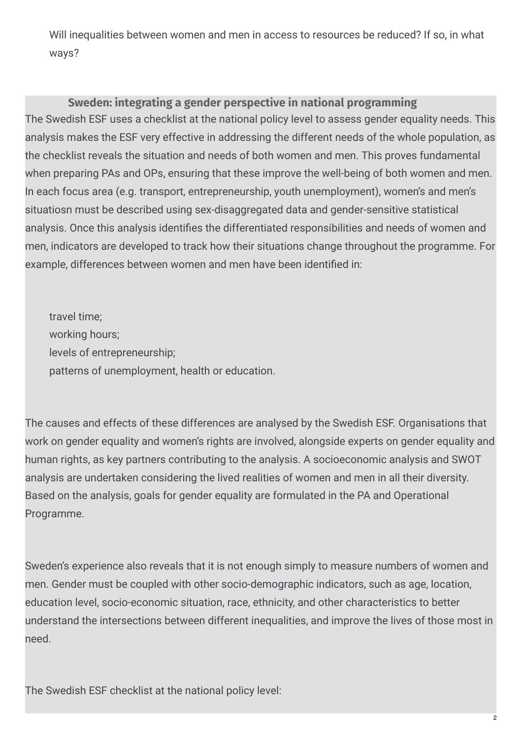Will inequalities between women and men in access to resources be reduced? If so, in what ways?

### Sweden: integrating a gender perspective in national programming

The Swedish ESF uses a checklist at the national policy level to assess gender equality needs. This analysis makes the ESF very effective in addressing the different needs of the whole population, as the checklist reveals the situation and needs of both women and men. This proves fundamental when preparing PAs and OPs, ensuring that these improve the well-being of both women and men. In each focus area (e.g. transport, entrepreneurship, youth unemployment), women's and men's situatiosn must be described using sex-disaggregated data and gender-sensitive statistical analysis. Once this analysis identifies the differentiated responsibilities and needs of women and men, indicators are developed to track how their situations change throughout the programme. For example, differences between women and men have been identified in:

- travel time;
- working hours;
- levels of entrepreneurship;
- patterns of unemployment, health or education.

The causes and effects of these differences are analysed by the Swedish ESF. Organisations that work on gender equality and women's rights are involved, alongside experts on gender equality and human rights, as key partners contributing to the analysis. A socioeconomic analysis and SWOT analysis are undertaken considering the lived realities of women and men in all their diversity. Based on the analysis, goals for gender equality are formulated in the PA and Operational Programme.

Sweden's experience also reveals that it is not enough simply to measure numbers of women and men. Gender must be coupled with other socio-demographic indicators, such as age, location, education level, socio-economic situation, race, ethnicity, and other characteristics to better understand the intersections between different inequalities, and improve the lives of those most in need.

The Swedish ESF checklist at the national policy level: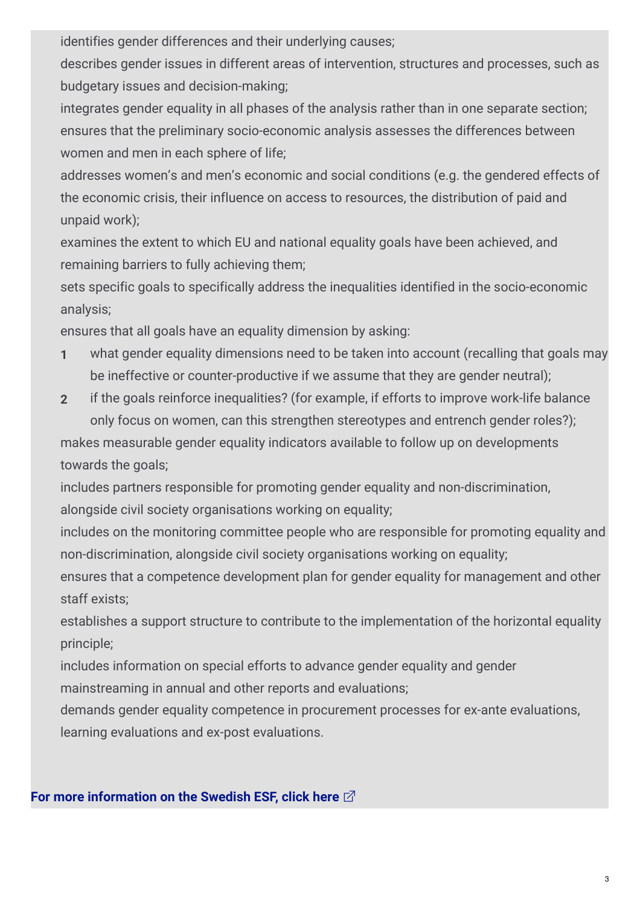- identifies gender differences and their underlying causes;
- describes gender issues in different areas of intervention, structures and processes, such as budgetary issues and decision-making;
- integrates gender equality in all phases of the analysis rather than in one separate section;
- ensures that the preliminary socio-economic analysis assesses the differences between women and men in each sphere of life;
- addresses women's and men's economic and social conditions (e.g. the gendered effects of the economic crisis, their influence on access to resources, the distribution of paid and unpaid work);
- examines the extent to which EU and national equality goals have been achieved, and remaining barriers to fully achieving them;
- sets specific goals to specifically address the inequalities identified in the socio-economic analysis;
- ensures that all goals have an equality dimension by asking:
  1. what gender equality dimensions need to be taken into account (recalling that goals may be ineffective or counter-productive if we assume that they are gender neutral);
  2. if the goals reinforce inequalities? (for example, if efforts to improve work-life balance only focus on women, can this strengthen stereotypes and entrench gender roles?);
- makes measurable gender equality indicators available to follow up on developments towards the goals;
- includes partners responsible for promoting gender equality and non-discrimination, alongside civil society organisations working on equality;
- includes on the monitoring committee people who are responsible for promoting equality and non-discrimination, alongside civil society organisations working on equality;
- ensures that a competence development plan for gender equality for management and other staff exists;
- establishes a support structure to contribute to the implementation of the horizontal equality principle;
- includes information on special efforts to advance gender equality and gender mainstreaming in annual and other reports and evaluations;
- demands gender equality competence in procurement processes for ex-ante evaluations, learning evaluations and ex-post evaluations.

**For more information on the Swedish ESF, click here**